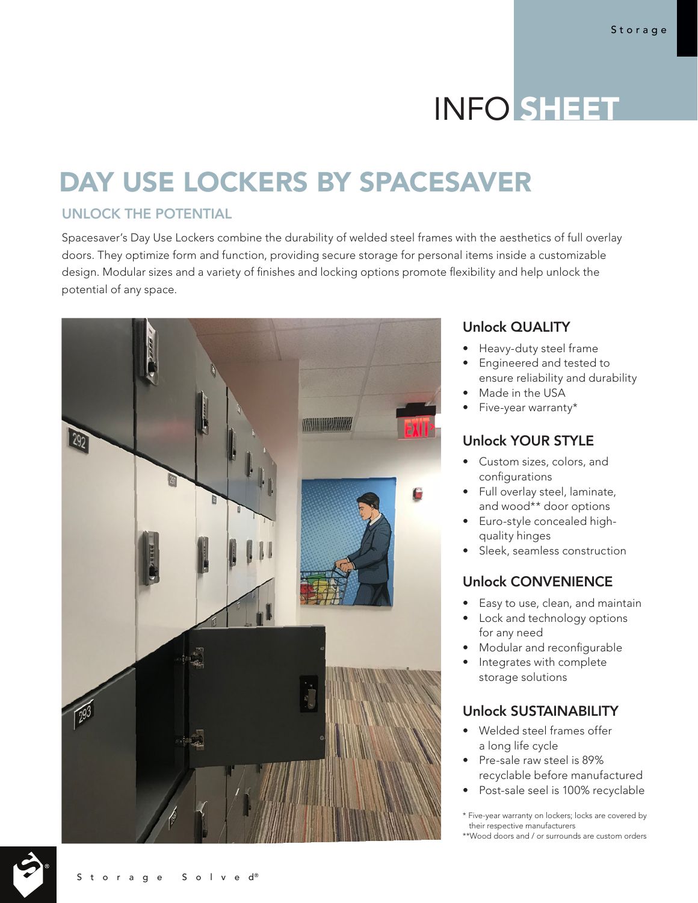# INFO SHEET

# DAY USE LOCKERS BY SPACESAVER

## UNLOCK THE POTENTIAL

Spacesaver's Day Use Lockers combine the durability of welded steel frames with the aesthetics of full overlay doors. They optimize form and function, providing secure storage for personal items inside a customizable design. Modular sizes and a variety of finishes and locking options promote flexibility and help unlock the potential of any space.

### Unlock QUALITY

- Heavy-duty steel frame
- Engineered and tested to ensure reliability and durability
- Made in the USA
- Five-year warranty*

### Unlock YOUR STYLE

- Custom sizes, colors, and configurations
- Full overlay steel, laminate, and wood** door options
- Euro-style concealed high-quality hinges
- Sleek, seamless construction

### Unlock CONVENIENCE

- Easy to use, clean, and maintain
- Lock and technology options for any need
- Modular and reconfigurable
- Integrates with complete storage solutions

### Unlock SUSTAINABILITY

- Welded steel frames offer a long life cycle
- Pre-sale raw steel is 89% recyclable before manufactured
- Post-sale seel is 100% recyclable

* Five-year warranty on lockers; locks are covered by their respective manufacturers
**Wood doors and / or surrounds are custom orders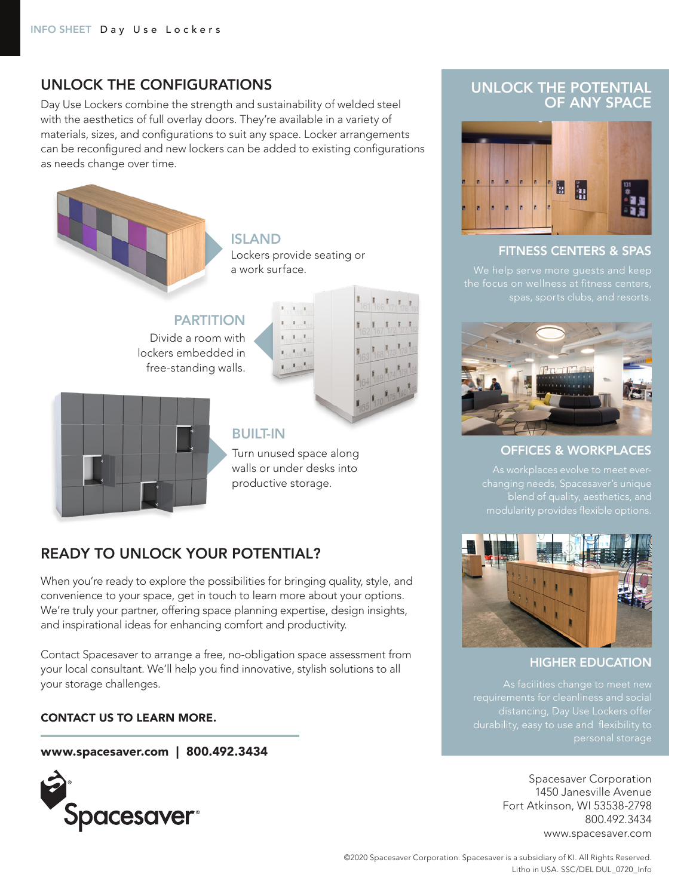## UNLOCK THE CONFIGURATIONS

Day Use Lockers combine the strength and sustainability of welded steel with the aesthetics of full overlay doors. They're available in a variety of materials, sizes, and configurations to suit any space. Locker arrangements can be reconfigured and new lockers can be added to existing configurations as needs change over time.

### ISLAND

Lockers provide seating or a work surface.

### PARTITION

Divide a room with lockers embedded in free-standing walls.

### BUILT-IN

Turn unused space along walls or under desks into productive storage.

## READY TO UNLOCK YOUR POTENTIAL?

When you're ready to explore the possibilities for bringing quality, style, and convenience to your space, get in touch to learn more about your options. We're truly your partner, offering space planning expertise, design insights, and inspirational ideas for enhancing comfort and productivity.

Contact Spacesaver to arrange a free, no-obligation space assessment from your local consultant. We'll help you find innovative, stylish solutions to all your storage challenges.

**CONTACT US TO LEARN MORE.**

**www.spacesaver.com | 800.492.3434**

## UNLOCK THE POTENTIAL OF ANY SPACE

### FITNESS CENTERS & SPAS

We help serve more guests and keep the focus on wellness at fitness centers, spas, sports clubs, and resorts.

### OFFICES & WORKPLACES

As workplaces evolve to meet ever-changing needs, Spacesaver's unique blend of quality, aesthetics, and modularity provides flexible options.

### HIGHER EDUCATION

As facilities change to meet new requirements for cleanliness and social distancing, Day Use Lockers offer durability, easy to use and flexibility to personal storage

Spacesaver Corporation
1450 Janesville Avenue
Fort Atkinson, WI 53538-2798
800.492.3434
www.spacesaver.com

©2020 Spacesaver Corporation. Spacesaver is a subsidiary of KI. All Rights Reserved. Litho in USA. SSC/DEL DUL_0720_Info